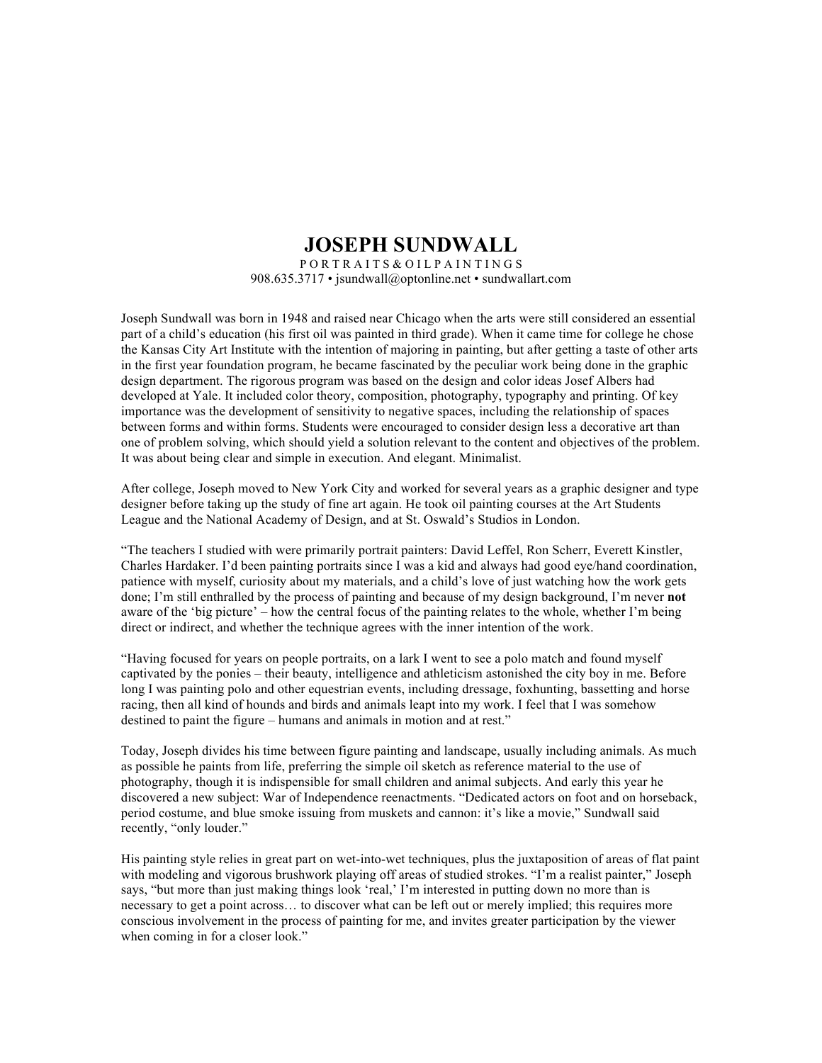# JOSEPH SUNDWALL

PORTRAITS & OIL PAINTINGS

908.635.3717 • jsundwall@optonline.net • sundwallart.com

Joseph Sundwall was born in 1948 and raised near Chicago when the arts were still considered an essential part of a child's education (his first oil was painted in third grade). When it came time for college he chose the Kansas City Art Institute with the intention of majoring in painting, but after getting a taste of other arts in the first year foundation program, he became fascinated by the peculiar work being done in the graphic design department. The rigorous program was based on the design and color ideas Josef Albers had developed at Yale. It included color theory, composition, photography, typography and printing. Of key importance was the development of sensitivity to negative spaces, including the relationship of spaces between forms and within forms. Students were encouraged to consider design less a decorative art than one of problem solving, which should yield a solution relevant to the content and objectives of the problem. It was about being clear and simple in execution. And elegant. Minimalist.

After college, Joseph moved to New York City and worked for several years as a graphic designer and type designer before taking up the study of fine art again. He took oil painting courses at the Art Students League and the National Academy of Design, and at St. Oswald's Studios in London.

"The teachers I studied with were primarily portrait painters: David Leffel, Ron Scherr, Everett Kinstler, Charles Hardaker. I'd been painting portraits since I was a kid and always had good eye/hand coordination, patience with myself, curiosity about my materials, and a child's love of just watching how the work gets done; I'm still enthralled by the process of painting and because of my design background, I'm never **not** aware of the 'big picture' – how the central focus of the painting relates to the whole, whether I'm being direct or indirect, and whether the technique agrees with the inner intention of the work.

"Having focused for years on people portraits, on a lark I went to see a polo match and found myself captivated by the ponies – their beauty, intelligence and athleticism astonished the city boy in me. Before long I was painting polo and other equestrian events, including dressage, foxhunting, bassetting and horse racing, then all kind of hounds and birds and animals leapt into my work. I feel that I was somehow destined to paint the figure – humans and animals in motion and at rest."

Today, Joseph divides his time between figure painting and landscape, usually including animals. As much as possible he paints from life, preferring the simple oil sketch as reference material to the use of photography, though it is indispensible for small children and animal subjects. And early this year he discovered a new subject: War of Independence reenactments. "Dedicated actors on foot and on horseback, period costume, and blue smoke issuing from muskets and cannon: it's like a movie," Sundwall said recently, "only louder."

His painting style relies in great part on wet-into-wet techniques, plus the juxtaposition of areas of flat paint with modeling and vigorous brushwork playing off areas of studied strokes. "I'm a realist painter," Joseph says, "but more than just making things look 'real,' I'm interested in putting down no more than is necessary to get a point across… to discover what can be left out or merely implied; this requires more conscious involvement in the process of painting for me, and invites greater participation by the viewer when coming in for a closer look."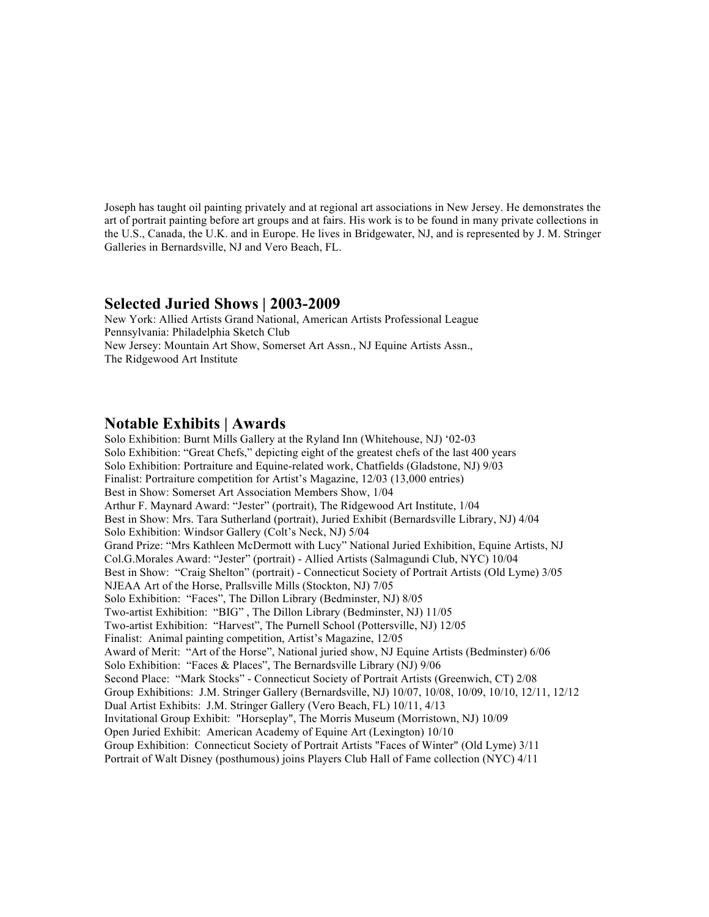Joseph has taught oil painting privately and at regional art associations in New Jersey. He demonstrates the art of portrait painting before art groups and at fairs. His work is to be found in many private collections in the U.S., Canada, the U.K. and in Europe. He lives in Bridgewater, NJ, and is represented by J. M. Stringer Galleries in Bernardsville, NJ and Vero Beach, FL.

## Selected Juried Shows | 2003-2009

New York: Allied Artists Grand National, American Artists Professional League
Pennsylvania: Philadelphia Sketch Club
New Jersey: Mountain Art Show, Somerset Art Assn., NJ Equine Artists Assn., The Ridgewood Art Institute

## Notable Exhibits | Awards

Solo Exhibition: Burnt Mills Gallery at the Ryland Inn (Whitehouse, NJ) '02-03
Solo Exhibition: "Great Chefs," depicting eight of the greatest chefs of the last 400 years
Solo Exhibition: Portraiture and Equine-related work, Chatfields (Gladstone, NJ) 9/03
Finalist: Portraiture competition for Artist's Magazine, 12/03 (13,000 entries)
Best in Show: Somerset Art Association Members Show, 1/04
Arthur F. Maynard Award: "Jester" (portrait), The Ridgewood Art Institute, 1/04
Best in Show: Mrs. Tara Sutherland (portrait), Juried Exhibit (Bernardsville Library, NJ) 4/04
Solo Exhibition: Windsor Gallery (Colt's Neck, NJ) 5/04
Grand Prize: "Mrs Kathleen McDermott with Lucy" National Juried Exhibition, Equine Artists, NJ
Col.G.Morales Award: "Jester" (portrait) - Allied Artists (Salmagundi Club, NYC) 10/04
Best in Show: "Craig Shelton" (portrait) - Connecticut Society of Portrait Artists (Old Lyme) 3/05
NJEAA Art of the Horse, Prallsville Mills (Stockton, NJ) 7/05
Solo Exhibition: "Faces", The Dillon Library (Bedminster, NJ) 8/05
Two-artist Exhibition: "BIG" , The Dillon Library (Bedminster, NJ) 11/05
Two-artist Exhibition: "Harvest", The Purnell School (Pottersville, NJ) 12/05
Finalist: Animal painting competition, Artist's Magazine, 12/05
Award of Merit: "Art of the Horse", National juried show, NJ Equine Artists (Bedminster) 6/06
Solo Exhibition: "Faces & Places", The Bernardsville Library (NJ) 9/06
Second Place: "Mark Stocks" - Connecticut Society of Portrait Artists (Greenwich, CT) 2/08
Group Exhibitions: J.M. Stringer Gallery (Bernardsville, NJ) 10/07, 10/08, 10/09, 10/10, 12/11, 12/12
Dual Artist Exhibits: J.M. Stringer Gallery (Vero Beach, FL) 10/11, 4/13
Invitational Group Exhibit: "Horseplay", The Morris Museum (Morristown, NJ) 10/09
Open Juried Exhibit: American Academy of Equine Art (Lexington) 10/10
Group Exhibition: Connecticut Society of Portrait Artists "Faces of Winter" (Old Lyme) 3/11
Portrait of Walt Disney (posthumous) joins Players Club Hall of Fame collection (NYC) 4/11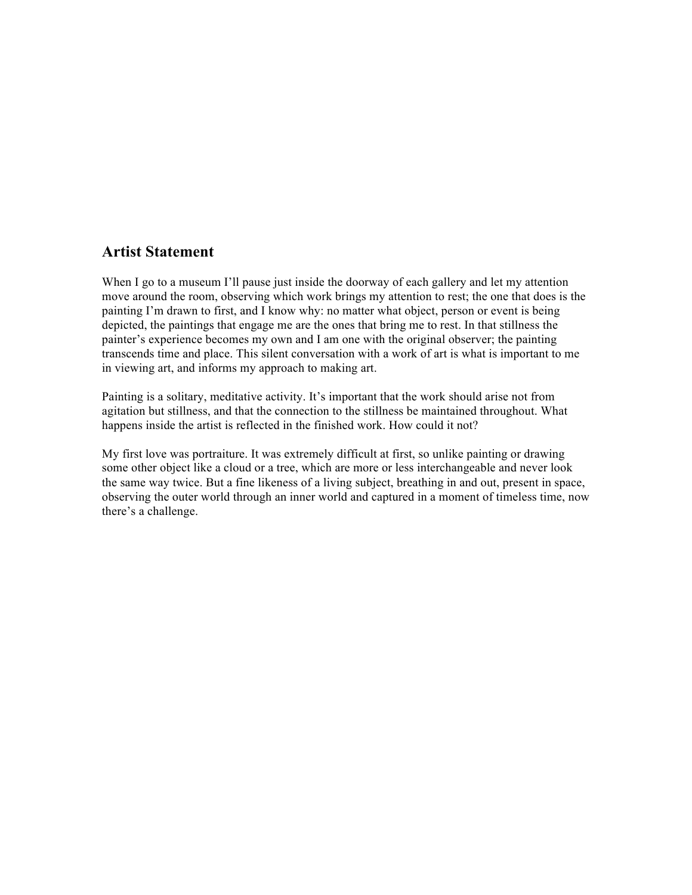## Artist Statement

When I go to a museum I'll pause just inside the doorway of each gallery and let my attention move around the room, observing which work brings my attention to rest; the one that does is the painting I'm drawn to first, and I know why: no matter what object, person or event is being depicted, the paintings that engage me are the ones that bring me to rest. In that stillness the painter's experience becomes my own and I am one with the original observer; the painting transcends time and place. This silent conversation with a work of art is what is important to me in viewing art, and informs my approach to making art.

Painting is a solitary, meditative activity. It's important that the work should arise not from agitation but stillness, and that the connection to the stillness be maintained throughout. What happens inside the artist is reflected in the finished work. How could it not?

My first love was portraiture. It was extremely difficult at first, so unlike painting or drawing some other object like a cloud or a tree, which are more or less interchangeable and never look the same way twice. But a fine likeness of a living subject, breathing in and out, present in space, observing the outer world through an inner world and captured in a moment of timeless time, now there's a challenge.